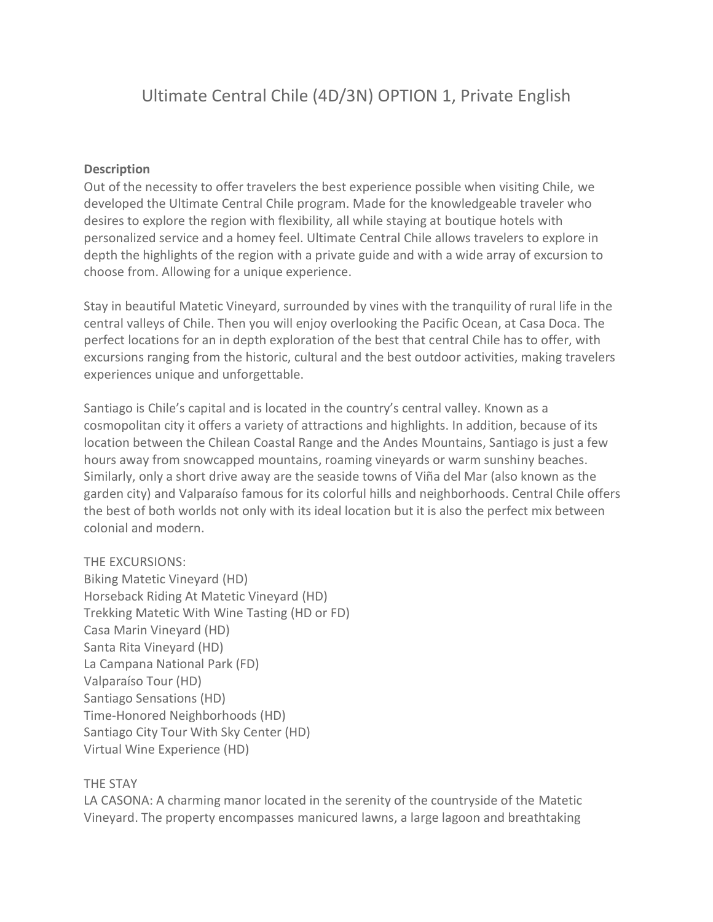# Ultimate Central Chile (4D/3N) OPTION 1, Private English

**Description**

Out of the necessity to offer travelers the best experience possible when visiting Chile, we developed the Ultimate Central Chile program. Made for the knowledgeable traveler who desires to explore the region with flexibility, all while staying at boutique hotels with personalized service and a homey feel. Ultimate Central Chile allows travelers to explore in depth the highlights of the region with a private guide and with a wide array of excursion to choose from. Allowing for a unique experience.

Stay in beautiful Matetic Vineyard, surrounded by vines with the tranquility of rural life in the central valleys of Chile. Then you will enjoy overlooking the Pacific Ocean, at Casa Doca. The perfect locations for an in depth exploration of the best that central Chile has to offer, with excursions ranging from the historic, cultural and the best outdoor activities, making travelers experiences unique and unforgettable.

Santiago is Chile's capital and is located in the country's central valley. Known as a cosmopolitan city it offers a variety of attractions and highlights. In addition, because of its location between the Chilean Coastal Range and the Andes Mountains, Santiago is just a few hours away from snowcapped mountains, roaming vineyards or warm sunshiny beaches. Similarly, only a short drive away are the seaside towns of Viña del Mar (also known as the garden city) and Valparaíso famous for its colorful hills and neighborhoods. Central Chile offers the best of both worlds not only with its ideal location but it is also the perfect mix between colonial and modern.

THE EXCURSIONS:

Biking Matetic Vineyard (HD)
Horseback Riding At Matetic Vineyard (HD)
Trekking Matetic With Wine Tasting (HD or FD)
Casa Marin Vineyard (HD)
Santa Rita Vineyard (HD)
La Campana National Park (FD)
Valparaíso Tour (HD)
Santiago Sensations (HD)
Time-Honored Neighborhoods (HD)
Santiago City Tour With Sky Center (HD)
Virtual Wine Experience (HD)

THE STAY

LA CASONA: A charming manor located in the serenity of the countryside of the Matetic Vineyard. The property encompasses manicured lawns, a large lagoon and breathtaking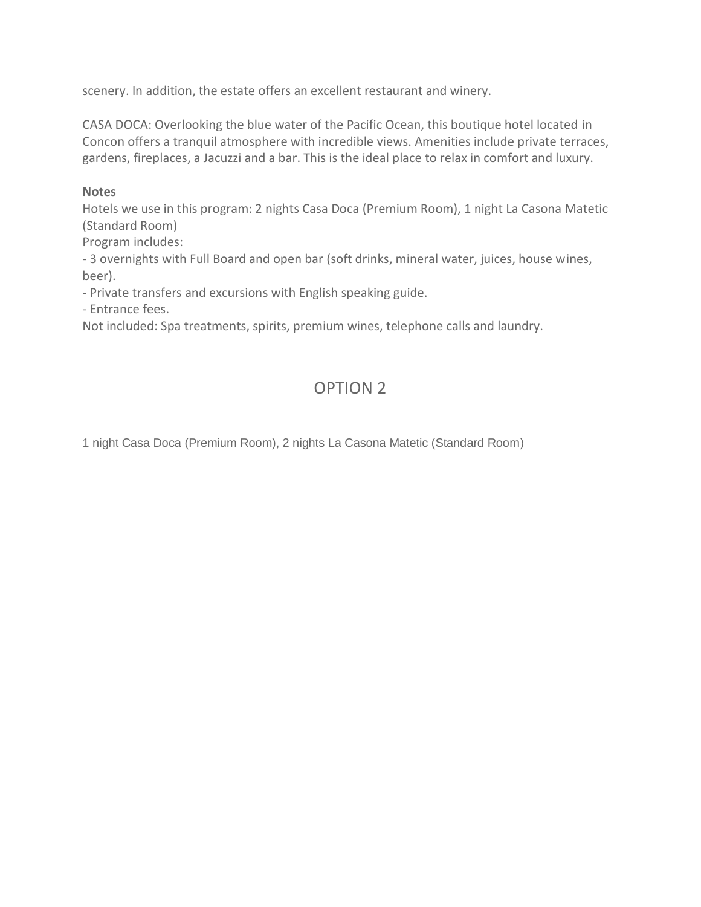scenery. In addition, the estate offers an excellent restaurant and winery.

CASA DOCA: Overlooking the blue water of the Pacific Ocean, this boutique hotel located in Concon offers a tranquil atmosphere with incredible views. Amenities include private terraces, gardens, fireplaces, a Jacuzzi and a bar. This is the ideal place to relax in comfort and luxury.

**Notes**

Hotels we use in this program: 2 nights Casa Doca (Premium Room), 1 night La Casona Matetic (Standard Room)

Program includes:

- 3 overnights with Full Board and open bar (soft drinks, mineral water, juices, house wines, beer).
- Private transfers and excursions with English speaking guide.
- Entrance fees.

Not included: Spa treatments, spirits, premium wines, telephone calls and laundry.

## OPTION 2

1 night Casa Doca (Premium Room), 2 nights La Casona Matetic (Standard Room)